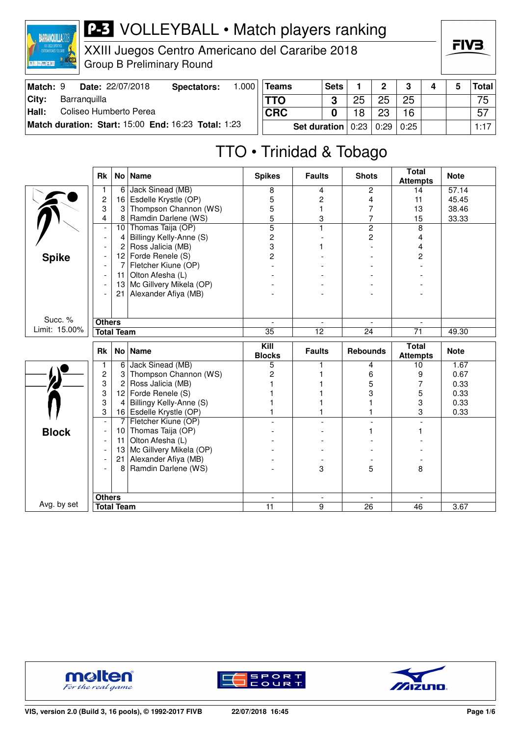# P-3 VOLLEYBALL • Match players ranking

XXIII Juegos Centro Americano del Cararibe 2018
Group B Preliminary Round

| Match: 9 | Date: 22/07/2018 | Spectators: | 1.000 |
|---|---|---|---|
| City: | Barranquilla | | |
| Hall: | Coliseo Humberto Perea | | |
| Match duration: | Start: 15:00 | End: 16:23 | Total: 1:23 |

| Teams | Sets | 1 | 2 | 3 | 4 | 5 | Total |
|---|---|---|---|---|---|---|---|
| TTO | 3 | 25 | 25 | 25 | | | 75 |
| CRC | 0 | 18 | 23 | 16 | | | 57 |
| Set duration | | 0:23 | 0:29 | 0:25 | | | 1:17 |

## TTO • Trinidad & Tobago

### Spike

Succ. % Limit: 15.00%

| Rk | No | Name | Spikes | Faults | Shots | Total Attempts | Note |
|---|---|---|---|---|---|---|---|
| 1 | 6 | Jack Sinead (MB) | 8 | 4 | 2 | 14 | 57.14 |
| 2 | 16 | Esdelle Krystle (OP) | 5 | 2 | 4 | 11 | 45.45 |
| 3 | 3 | Thompson Channon (WS) | 5 | 1 | 7 | 13 | 38.46 |
| 4 | 8 | Ramdin Darlene (WS) | 5 | 3 | 7 | 15 | 33.33 |
| - | 10 | Thomas Taija (OP) | 5 | 1 | 2 | 8 | |
| - | 4 | Billingy Kelly-Anne (S) | 2 | - | 2 | 4 | |
| - | 2 | Ross Jalicia (MB) | 3 | 1 | - | 4 | |
| - | 12 | Forde Renele (S) | 2 | - | - | 2 | |
| - | 7 | Fletcher Kiune (OP) | - | - | - | - | |
| - | 11 | Olton Afesha (L) | - | - | - | - | |
| - | 13 | Mc Gillvery Mikela (OP) | - | - | - | - | |
| - | 21 | Alexander Afiya (MB) | - | - | - | - | |
| Others | | | - | - | - | - | |
| Total Team | | | 35 | 12 | 24 | 71 | 49.30 |

### Block

Avg. by set

| Rk | No | Name | Kill Blocks | Faults | Rebounds | Total Attempts | Note |
|---|---|---|---|---|---|---|---|
| 1 | 6 | Jack Sinead (MB) | 5 | 1 | 4 | 10 | 1.67 |
| 2 | 3 | Thompson Channon (WS) | 2 | 1 | 6 | 9 | 0.67 |
| 3 | 2 | Ross Jalicia (MB) | 1 | 1 | 5 | 7 | 0.33 |
| 3 | 12 | Forde Renele (S) | 1 | 1 | 3 | 5 | 0.33 |
| 3 | 4 | Billingy Kelly-Anne (S) | 1 | 1 | 1 | 3 | 0.33 |
| 3 | 16 | Esdelle Krystle (OP) | 1 | 1 | 1 | 3 | 0.33 |
| - | 7 | Fletcher Kiune (OP) | - | - | - | - | |
| - | 10 | Thomas Taija (OP) | - | - | 1 | 1 | |
| - | 11 | Olton Afesha (L) | - | - | - | - | |
| - | 13 | Mc Gillvery Mikela (OP) | - | - | - | - | |
| - | 21 | Alexander Afiya (MB) | - | - | - | - | |
| - | 8 | Ramdin Darlene (WS) | - | 3 | 5 | 8 | |
| Others | | | - | - | - | - | |
| Total Team | | | 11 | 9 | 26 | 46 | 3.67 |

VIS, version 2.0 (Build 3, 16 pools), © 1992-2017 FIVB 22/07/2018 16:45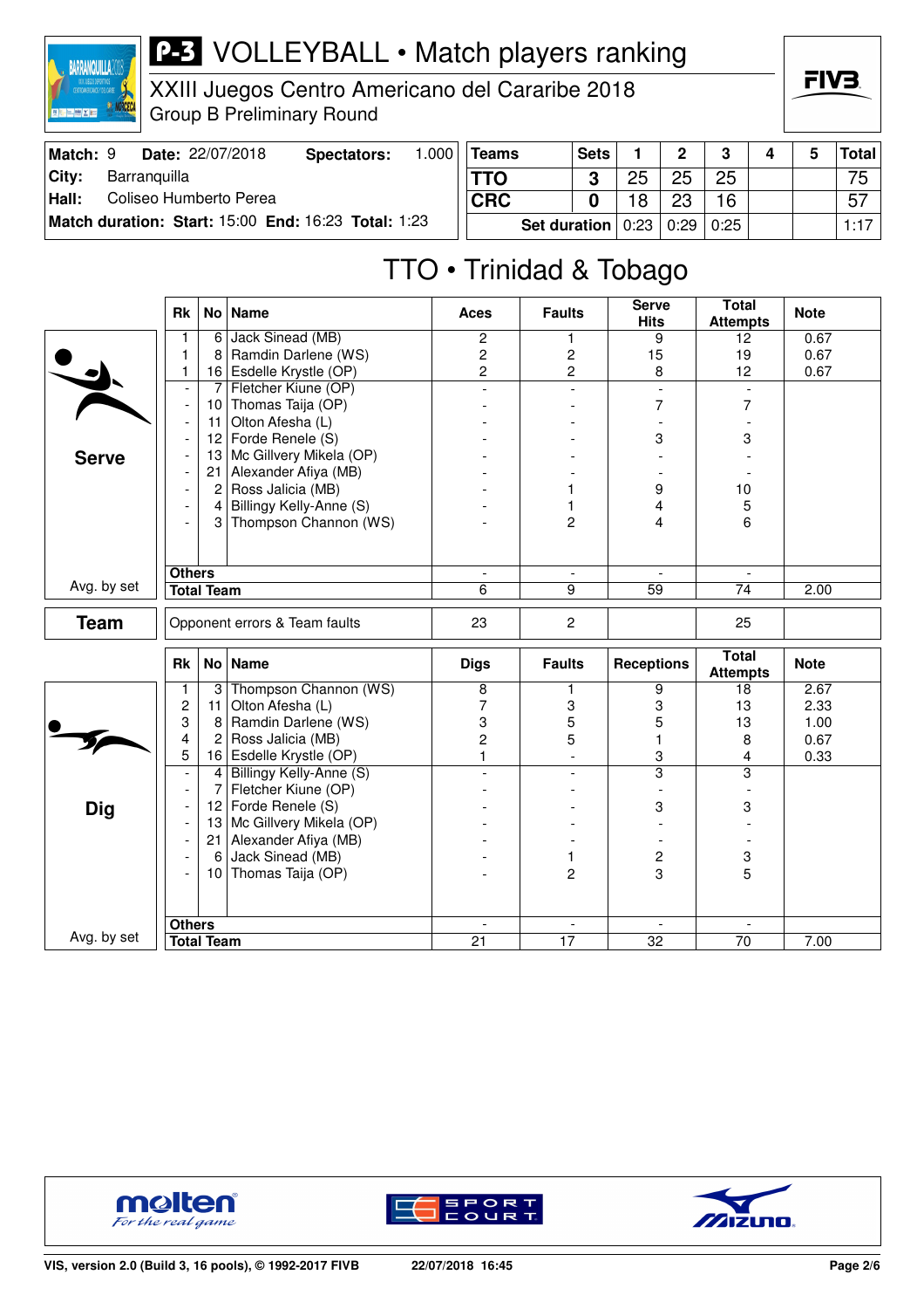# P-3 VOLLEYBALL • Match players ranking

XXIII Juegos Centro Americano del Cararibe 2018

Group B Preliminary Round

| Match: 9 | Date: 22/07/2018 | Spectators: 1.000 |
|---|---|---|
| City: | Barranquilla | |
| Hall: | Coliseo Humberto Perea | |
| Match duration: | Start: 15:00 End: 16:23 | Total: 1:23 |

| Teams | Sets | 1 | 2 | 3 | 4 | 5 | Total |
|---|---|---|---|---|---|---|---|
| TTO | 3 | 25 | 25 | 25 | | | 75 |
| CRC | 0 | 18 | 23 | 16 | | | 57 |
| Set duration | | 0:23 | 0:29 | 0:25 | | | 1:17 |

## TTO • Trinidad & Tobago

### Serve

| Rk | No | Name | Aces | Faults | Serve Hits | Total Attempts | Note |
|---|---|---|---|---|---|---|---|
| 1 | 6 | Jack Sinead (MB) | 2 | 1 | 9 | 12 | 0.67 |
| 1 | 8 | Ramdin Darlene (WS) | 2 | 2 | 15 | 19 | 0.67 |
| 1 | 16 | Esdelle Krystle (OP) | 2 | 2 | 8 | 12 | 0.67 |
| - | 7 | Fletcher Kiune (OP) | - | - | - | - | |
| - | 10 | Thomas Taija (OP) | - | - | 7 | 7 | |
| - | 11 | Olton Afesha (L) | - | - | - | - | |
| - | 12 | Forde Renele (S) | - | - | 3 | 3 | |
| - | 13 | Mc Gillvery Mikela (OP) | - | - | - | - | |
| - | 21 | Alexander Afiya (MB) | - | - | - | - | |
| - | 2 | Ross Jalicia (MB) | - | 1 | 9 | 10 | |
| - | 4 | Billingy Kelly-Anne (S) | - | 1 | 4 | 5 | |
| - | 3 | Thompson Channon (WS) | - | 2 | 4 | 6 | |
| Others | | | - | - | - | - | |
| Total Team | | | 6 | 9 | 59 | 74 | 2.00 |

Avg. by set

### Team

| | Aces | Faults | Serve Hits | Total Attempts | Note |
|---|---|---|---|---|---|
| Opponent errors & Team faults | 23 | 2 | | 25 | |

### Dig

| Rk | No | Name | Digs | Faults | Receptions | Total Attempts | Note |
|---|---|---|---|---|---|---|---|
| 1 | 3 | Thompson Channon (WS) | 8 | 1 | 9 | 18 | 2.67 |
| 2 | 11 | Olton Afesha (L) | 7 | 3 | 3 | 13 | 2.33 |
| 3 | 8 | Ramdin Darlene (WS) | 3 | 5 | 5 | 13 | 1.00 |
| 4 | 2 | Ross Jalicia (MB) | 2 | 5 | 1 | 8 | 0.67 |
| 5 | 16 | Esdelle Krystle (OP) | 1 | - | 3 | 4 | 0.33 |
| - | 4 | Billingy Kelly-Anne (S) | - | - | 3 | 3 | |
| - | 7 | Fletcher Kiune (OP) | - | - | - | - | |
| - | 12 | Forde Renele (S) | - | - | 3 | 3 | |
| - | 13 | Mc Gillvery Mikela (OP) | - | - | - | - | |
| - | 21 | Alexander Afiya (MB) | - | - | - | - | |
| - | 6 | Jack Sinead (MB) | - | 1 | 2 | 3 | |
| - | 10 | Thomas Taija (OP) | - | 2 | 3 | 5 | |
| Others | | | - | - | - | - | |
| Total Team | | | 21 | 17 | 32 | 70 | 7.00 |

Avg. by set

VIS, version 2.0 (Build 3, 16 pools), © 1992-2017 FIVB 22/07/2018 16:45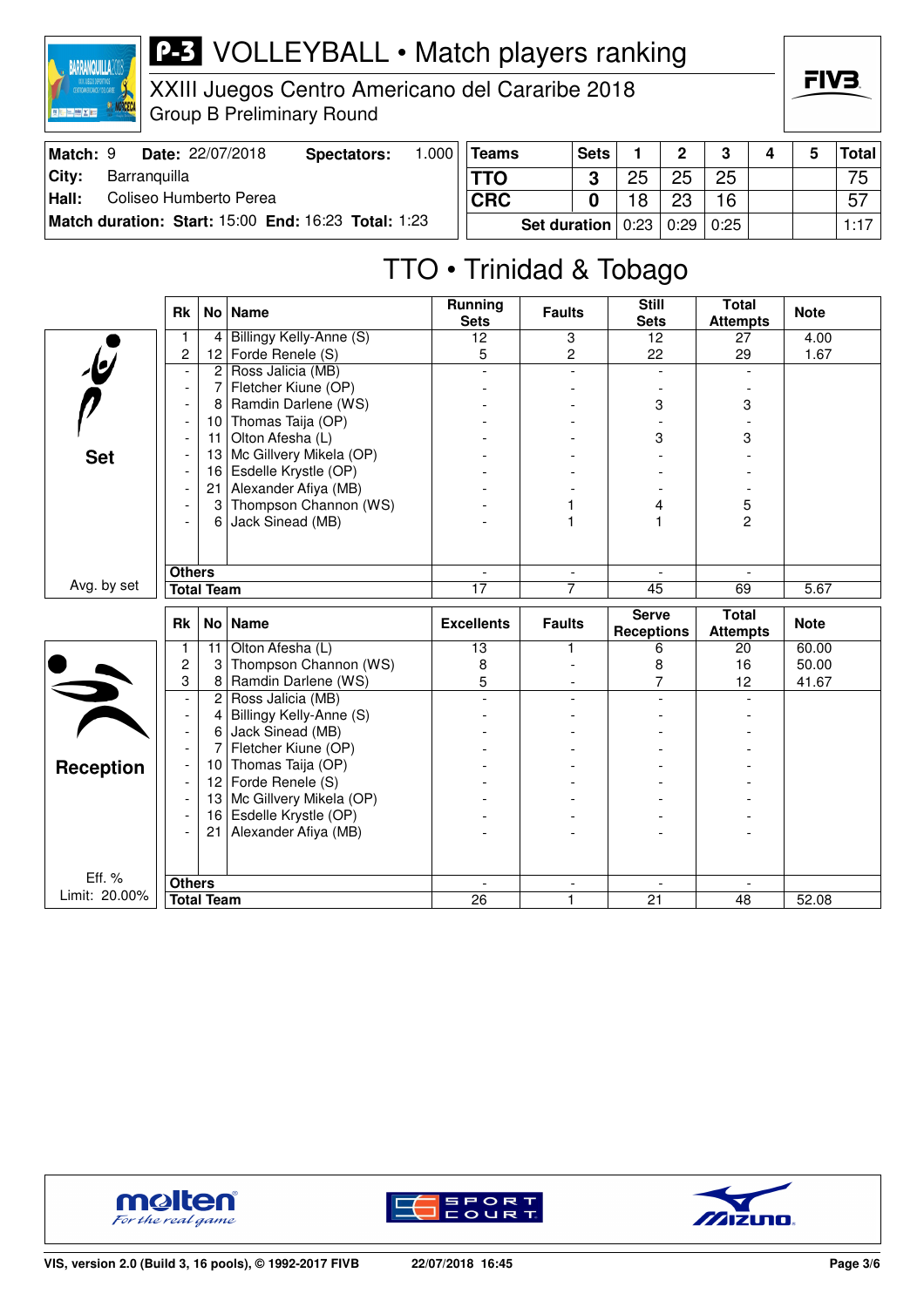# P-3 VOLLEYBALL • Match players ranking

XXIII Juegos Centro Americano del Cararibe 2018

Group B Preliminary Round

| Match: 9 | Date: 22/07/2018 | Spectators: 1.000 |
|---|---|---|
| City: | Barranquilla | |
| Hall: | Coliseo Humberto Perea | |
| Match duration: Start: 15:00 | End: 16:23 | Total: 1:23 |

| Teams | Sets | 1 | 2 | 3 | 4 | 5 | Total |
|---|---|---|---|---|---|---|---|
| TTO | 3 | 25 | 25 | 25 | | | 75 |
| CRC | 0 | 18 | 23 | 16 | | | 57 |
| Set duration | | 0:23 | 0:29 | 0:25 | | | 1:17 |

## TTO • Trinidad & Tobago

### Set

| Rk | No | Name | Running Sets | Faults | Still Sets | Total Attempts | Note |
|---|---|---|---|---|---|---|---|
| 1 | 4 | Billingy Kelly-Anne (S) | 12 | 3 | 12 | 27 | 4.00 |
| 2 | 12 | Forde Renele (S) | 5 | 2 | 22 | 29 | 1.67 |
| - | 2 | Ross Jalicia (MB) | - | - | - | - | |
| - | 7 | Fletcher Kiune (OP) | - | - | - | - | |
| - | 8 | Ramdin Darlene (WS) | - | - | 3 | 3 | |
| - | 10 | Thomas Taija (OP) | - | - | - | - | |
| - | 11 | Olton Afesha (L) | - | - | 3 | 3 | |
| - | 13 | Mc Gillvery Mikela (OP) | - | - | - | - | |
| - | 16 | Esdelle Krystle (OP) | - | - | - | - | |
| - | 21 | Alexander Afiya (MB) | - | - | - | - | |
| - | 3 | Thompson Channon (WS) | - | 1 | 4 | 5 | |
| - | 6 | Jack Sinead (MB) | - | 1 | 1 | 2 | |
| Others | | | - | - | - | - | |
| Total Team | | | 17 | 7 | 45 | 69 | 5.67 |

Avg. by set

### Reception

| Rk | No | Name | Excellents | Faults | Serve Receptions | Total Attempts | Note |
|---|---|---|---|---|---|---|---|
| 1 | 11 | Olton Afesha (L) | 13 | 1 | 6 | 20 | 60.00 |
| 2 | 3 | Thompson Channon (WS) | 8 | - | 8 | 16 | 50.00 |
| 3 | 8 | Ramdin Darlene (WS) | 5 | - | 7 | 12 | 41.67 |
| - | 2 | Ross Jalicia (MB) | - | - | - | - | |
| - | 4 | Billingy Kelly-Anne (S) | - | - | - | - | |
| - | 6 | Jack Sinead (MB) | - | - | - | - | |
| - | 7 | Fletcher Kiune (OP) | - | - | - | - | |
| - | 10 | Thomas Taija (OP) | - | - | - | - | |
| - | 12 | Forde Renele (S) | - | - | - | - | |
| - | 13 | Mc Gillvery Mikela (OP) | - | - | - | - | |
| - | 16 | Esdelle Krystle (OP) | - | - | - | - | |
| - | 21 | Alexander Afiya (MB) | - | - | - | - | |
| Others | | | - | - | - | - | |
| Total Team | | | 26 | 1 | 21 | 48 | 52.08 |

Eff. %
Limit: 20.00%

VIS, version 2.0 (Build 3, 16 pools), © 1992-2017 FIVB 22/07/2018 16:45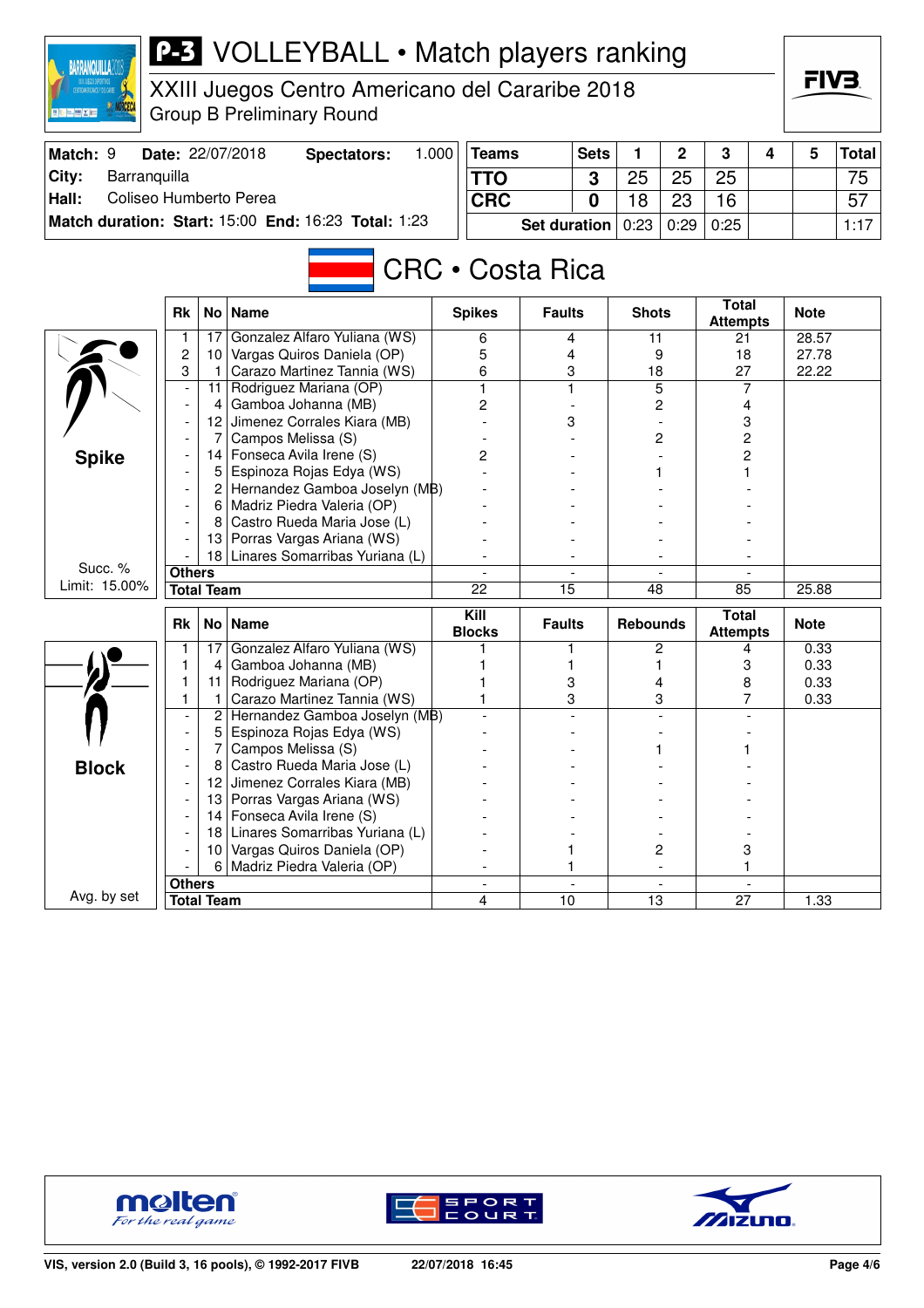# P-3 VOLLEYBALL • Match players ranking

XXIII Juegos Centro Americano del Cararibe 2018
Group B Preliminary Round

| Match: 9 | Date: 22/07/2018 | Spectators: | 1.000 |
|---|---|---|---|
| City: | Barranquilla | | |
| Hall: | Coliseo Humberto Perea | | |
| Match duration: | Start: 15:00 | End: 16:23 | Total: 1:23 |

| Teams | Sets | 1 | 2 | 3 | 4 | 5 | Total |
|---|---|---|---|---|---|---|---|
| TTO | 3 | 25 | 25 | 25 | | | 75 |
| CRC | 0 | 18 | 23 | 16 | | | 57 |
| | Set duration | 0:23 | 0:29 | 0:25 | | | 1:17 |

## CRC • Costa Rica

### Spike

Succ. % Limit: 15.00%

| Rk | No | Name | Spikes | Faults | Shots | Total Attempts | Note |
|---|---|---|---|---|---|---|---|
| 1 | 17 | Gonzalez Alfaro Yuliana (WS) | 6 | 4 | 11 | 21 | 28.57 |
| 2 | 10 | Vargas Quiros Daniela (OP) | 5 | 4 | 9 | 18 | 27.78 |
| 3 | 1 | Carazo Martinez Tannia (WS) | 6 | 3 | 18 | 27 | 22.22 |
| - | 11 | Rodriguez Mariana (OP) | 1 | 1 | 5 | 7 | |
| - | 4 | Gamboa Johanna (MB) | 2 | - | 2 | 4 | |
| - | 12 | Jimenez Corrales Kiara (MB) | - | 3 | - | 3 | |
| - | 7 | Campos Melissa (S) | - | - | 2 | 2 | |
| - | 14 | Fonseca Avila Irene (S) | 2 | - | - | 2 | |
| - | 5 | Espinoza Rojas Edya (WS) | - | - | 1 | 1 | |
| - | 2 | Hernandez Gamboa Joselyn (MB) | - | - | - | - | |
| - | 6 | Madriz Piedra Valeria (OP) | - | - | - | - | |
| - | 8 | Castro Rueda Maria Jose (L) | - | - | - | - | |
| - | 13 | Porras Vargas Ariana (WS) | - | - | - | - | |
| - | 18 | Linares Somarribas Yuriana (L) | - | - | - | - | |
| Others | | | - | - | - | - | |
| Total Team | | | 22 | 15 | 48 | 85 | 25.88 |

### Block

Avg. by set

| Rk | No | Name | Kill Blocks | Faults | Rebounds | Total Attempts | Note |
|---|---|---|---|---|---|---|---|
| 1 | 17 | Gonzalez Alfaro Yuliana (WS) | 1 | 1 | 2 | 4 | 0.33 |
| 1 | 4 | Gamboa Johanna (MB) | 1 | 1 | 1 | 3 | 0.33 |
| 1 | 11 | Rodriguez Mariana (OP) | 1 | 3 | 4 | 8 | 0.33 |
| 1 | 1 | Carazo Martinez Tannia (WS) | 1 | 3 | 3 | 7 | 0.33 |
| - | 2 | Hernandez Gamboa Joselyn (MB) | - | - | - | - | |
| - | 5 | Espinoza Rojas Edya (WS) | - | - | - | - | |
| - | 7 | Campos Melissa (S) | - | - | 1 | 1 | |
| - | 8 | Castro Rueda Maria Jose (L) | - | - | - | - | |
| - | 12 | Jimenez Corrales Kiara (MB) | - | - | - | - | |
| - | 13 | Porras Vargas Ariana (WS) | - | - | - | - | |
| - | 14 | Fonseca Avila Irene (S) | - | - | - | - | |
| - | 18 | Linares Somarribas Yuriana (L) | - | - | - | - | |
| - | 10 | Vargas Quiros Daniela (OP) | - | 1 | 2 | 3 | |
| - | 6 | Madriz Piedra Valeria (OP) | - | 1 | - | 1 | |
| Others | | | - | - | - | - | |
| Total Team | | | 4 | 10 | 13 | 27 | 1.33 |

VIS, version 2.0 (Build 3, 16 pools), © 1992-2017 FIVB — 22/07/2018 16:45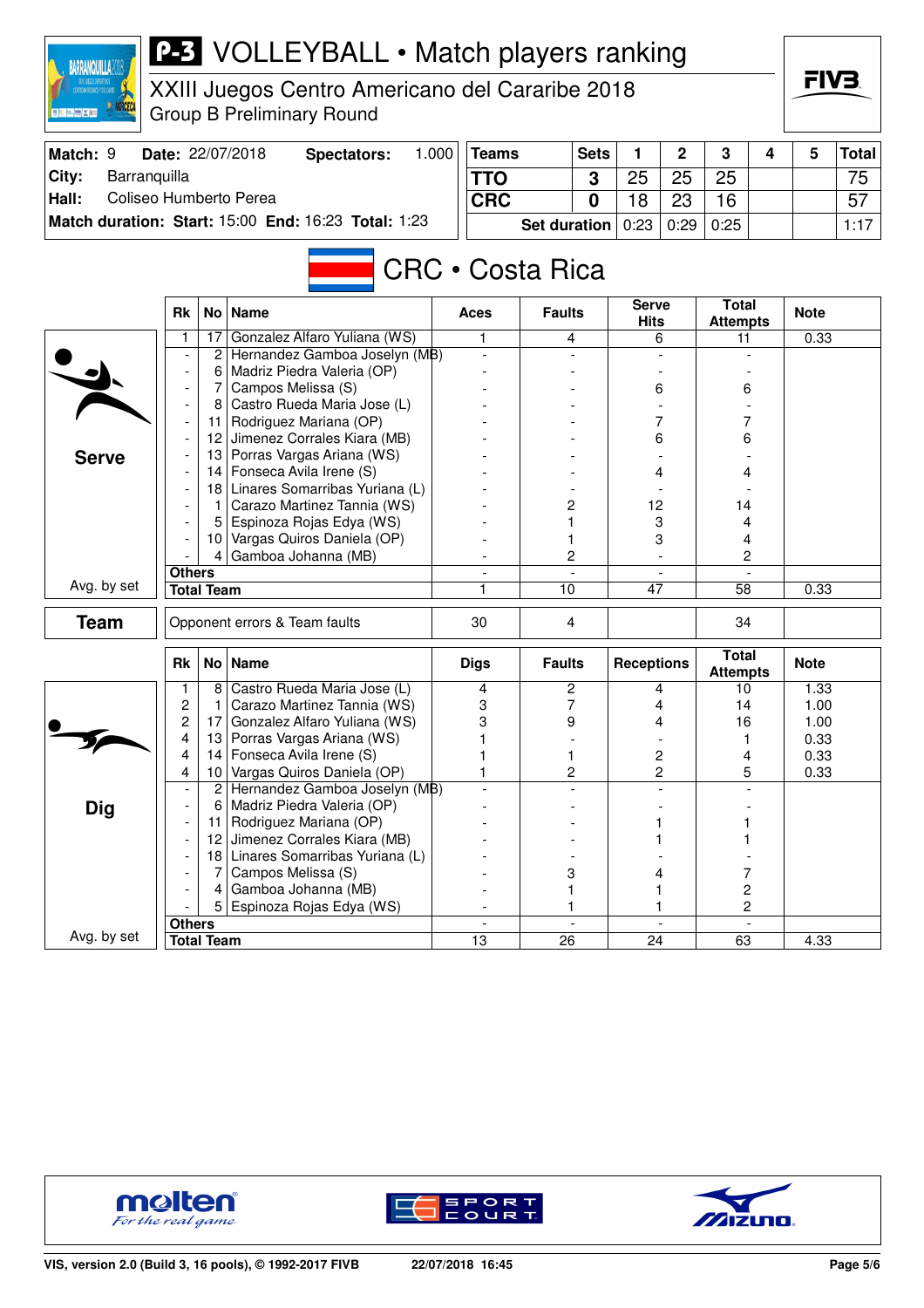# P-3 VOLLEYBALL • Match players ranking

## XXIII Juegos Centro Americano del Cararibe 2018

Group B Preliminary Round

| Match: 9 | Date: 22/07/2018 | Spectators: | 1.000 |
|---|---|---|---|
| City: | Barranquilla | | |
| Hall: | Coliseo Humberto Perea | | |
| Match duration: | Start: 15:00 | End: 16:23 | Total: 1:23 |

| Teams | Sets | 1 | 2 | 3 | 4 | 5 | Total |
|---|---|---|---|---|---|---|---|
| TTO | 3 | 25 | 25 | 25 | | | 75 |
| CRC | 0 | 18 | 23 | 16 | | | 57 |
| Set duration | | 0:23 | 0:29 | 0:25 | | | 1:17 |

## CRC • Costa Rica

### Serve

| Rk | No | Name | Aces | Faults | Serve Hits | Total Attempts | Note |
|---|---|---|---|---|---|---|---|
| 1 | 17 | Gonzalez Alfaro Yuliana (WS) | 1 | 4 | 6 | 11 | 0.33 |
| - | 2 | Hernandez Gamboa Joselyn (MB) | - | - | - | - | |
| - | 6 | Madriz Piedra Valeria (OP) | - | - | - | - | |
| - | 7 | Campos Melissa (S) | - | - | 6 | 6 | |
| - | 8 | Castro Rueda Maria Jose (L) | - | - | - | - | |
| - | 11 | Rodriguez Mariana (OP) | - | - | 7 | 7 | |
| - | 12 | Jimenez Corrales Kiara (MB) | - | - | 6 | 6 | |
| - | 13 | Porras Vargas Ariana (WS) | - | - | - | - | |
| - | 14 | Fonseca Avila Irene (S) | - | - | 4 | 4 | |
| - | 18 | Linares Somarribas Yuriana (L) | - | - | - | - | |
| - | 1 | Carazo Martinez Tannia (WS) | - | 2 | 12 | 14 | |
| - | 5 | Espinoza Rojas Edya (WS) | - | 1 | 3 | 4 | |
| - | 10 | Vargas Quiros Daniela (OP) | - | 1 | 3 | 4 | |
| - | 4 | Gamboa Johanna (MB) | - | 2 | - | 2 | |
| Others | | | - | - | - | - | |
| Total Team | | | 1 | 10 | 47 | 58 | 0.33 |

Avg. by set

### Team

| | Aces | Faults | Serve Hits | Total Attempts | Note |
|---|---|---|---|---|---|
| Opponent errors & Team faults | 30 | 4 | | 34 | |

### Dig

| Rk | No | Name | Digs | Faults | Receptions | Total Attempts | Note |
|---|---|---|---|---|---|---|---|
| 1 | 8 | Castro Rueda Maria Jose (L) | 4 | 2 | 4 | 10 | 1.33 |
| 2 | 1 | Carazo Martinez Tannia (WS) | 3 | 7 | 4 | 14 | 1.00 |
| 2 | 17 | Gonzalez Alfaro Yuliana (WS) | 3 | 9 | 4 | 16 | 1.00 |
| 4 | 13 | Porras Vargas Ariana (WS) | 1 | - | - | 1 | 0.33 |
| 4 | 14 | Fonseca Avila Irene (S) | 1 | 1 | 2 | 4 | 0.33 |
| 4 | 10 | Vargas Quiros Daniela (OP) | 1 | 2 | 2 | 5 | 0.33 |
| - | 2 | Hernandez Gamboa Joselyn (MB) | - | - | - | - | |
| - | 6 | Madriz Piedra Valeria (OP) | - | - | - | - | |
| - | 11 | Rodriguez Mariana (OP) | - | - | 1 | 1 | |
| - | 12 | Jimenez Corrales Kiara (MB) | - | - | 1 | 1 | |
| - | 18 | Linares Somarribas Yuriana (L) | - | - | - | - | |
| - | 7 | Campos Melissa (S) | - | 3 | 4 | 7 | |
| - | 4 | Gamboa Johanna (MB) | - | 1 | 1 | 2 | |
| - | 5 | Espinoza Rojas Edya (WS) | - | 1 | 1 | 2 | |
| Others | | | - | - | - | - | |
| Total Team | | | 13 | 26 | 24 | 63 | 4.33 |

Avg. by set

VIS, version 2.0 (Build 3, 16 pools), © 1992-2017 FIVB 22/07/2018 16:45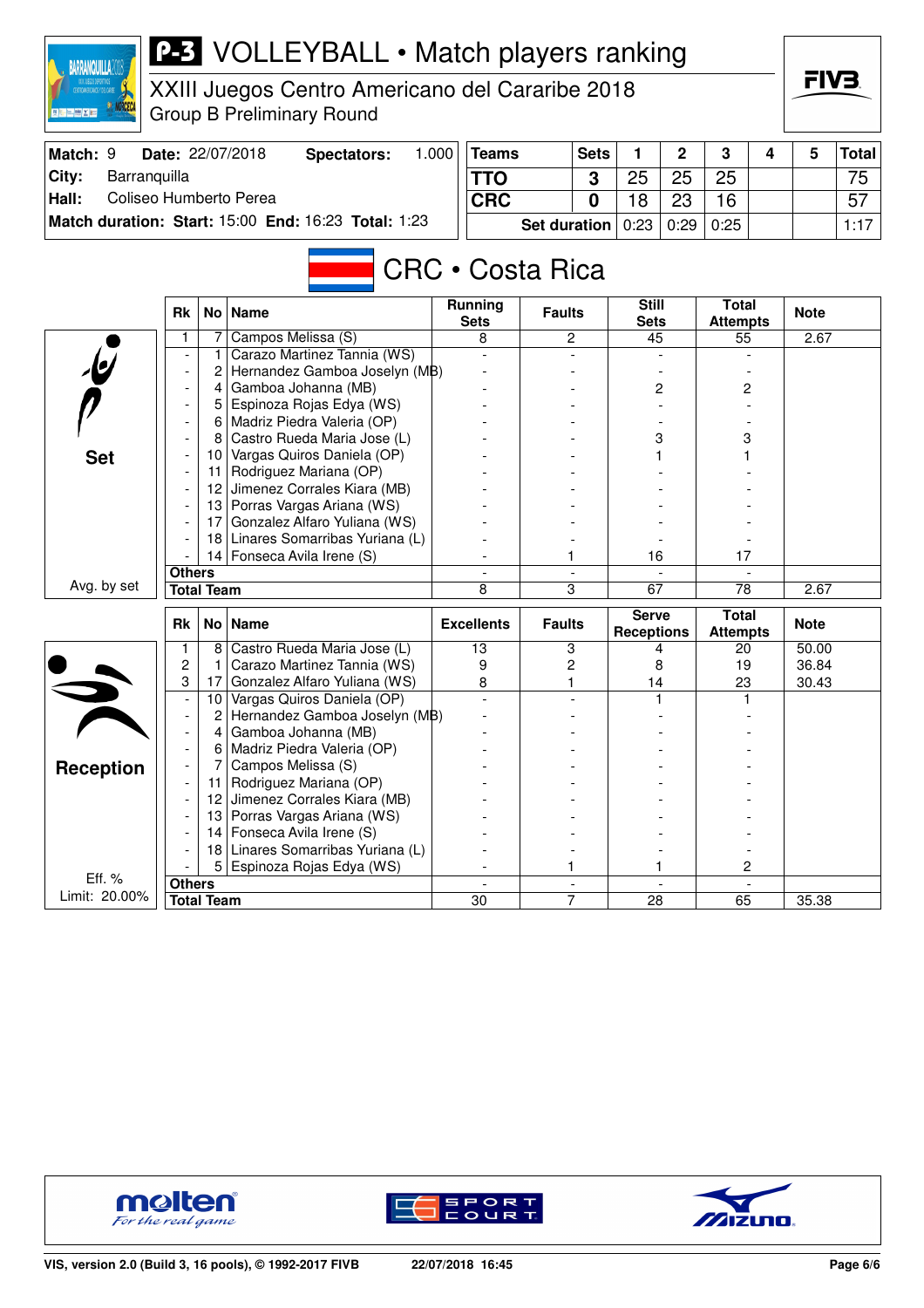# P-3 VOLLEYBALL • Match players ranking

XXIII Juegos Centro Americano del Cararibe 2018
Group B Preliminary Round

| | | | |
|---|---|---|---|
| **Match:** 9 | **Date:** 22/07/2018 | **Spectators:** | 1.000 |
| **City:** | Barranquilla | | |
| **Hall:** | Coliseo Humberto Perea | | |
| **Match duration: Start:** 15:00 | **End:** 16:23 | **Total:** 1:23 | |

| Teams | Sets | 1 | 2 | 3 | 4 | 5 | Total |
|---|---|---|---|---|---|---|---|
| TTO | 3 | 25 | 25 | 25 | | | 75 |
| CRC | 0 | 18 | 23 | 16 | | | 57 |
| Set duration | | 0:23 | 0:29 | 0:25 | | | 1:17 |

## CRC • Costa Rica

### Set

| Rk | No | Name | Running Sets | Faults | Still Sets | Total Attempts | Note |
|---|---|---|---|---|---|---|---|
| 1 | 7 | Campos Melissa (S) | 8 | 2 | 45 | 55 | 2.67 |
| - | 1 | Carazo Martinez Tannia (WS) | - | - | - | - | |
| - | 2 | Hernandez Gamboa Joselyn (MB) | - | - | - | - | |
| - | 4 | Gamboa Johanna (MB) | - | - | 2 | 2 | |
| - | 5 | Espinoza Rojas Edya (WS) | - | - | - | - | |
| - | 6 | Madriz Piedra Valeria (OP) | - | - | - | - | |
| - | 8 | Castro Rueda Maria Jose (L) | - | - | 3 | 3 | |
| - | 10 | Vargas Quiros Daniela (OP) | - | - | 1 | 1 | |
| - | 11 | Rodriguez Mariana (OP) | - | - | - | - | |
| - | 12 | Jimenez Corrales Kiara (MB) | - | - | - | - | |
| - | 13 | Porras Vargas Ariana (WS) | - | - | - | - | |
| - | 17 | Gonzalez Alfaro Yuliana (WS) | - | - | - | - | |
| - | 18 | Linares Somarribas Yuriana (L) | - | - | - | - | |
| - | 14 | Fonseca Avila Irene (S) | - | 1 | 16 | 17 | |
| **Others** | | | - | - | - | - | |
| **Total Team** | | | 8 | 3 | 67 | 78 | 2.67 |

Avg. by set

### Reception

| Rk | No | Name | Excellents | Faults | Serve Receptions | Total Attempts | Note |
|---|---|---|---|---|---|---|---|
| 1 | 8 | Castro Rueda Maria Jose (L) | 13 | 3 | 4 | 20 | 50.00 |
| 2 | 1 | Carazo Martinez Tannia (WS) | 9 | 2 | 8 | 19 | 36.84 |
| 3 | 17 | Gonzalez Alfaro Yuliana (WS) | 8 | 1 | 14 | 23 | 30.43 |
| - | 10 | Vargas Quiros Daniela (OP) | - | - | 1 | 1 | |
| - | 2 | Hernandez Gamboa Joselyn (MB) | - | - | - | - | |
| - | 4 | Gamboa Johanna (MB) | - | - | - | - | |
| - | 6 | Madriz Piedra Valeria (OP) | - | - | - | - | |
| - | 7 | Campos Melissa (S) | - | - | - | - | |
| - | 11 | Rodriguez Mariana (OP) | - | - | - | - | |
| - | 12 | Jimenez Corrales Kiara (MB) | - | - | - | - | |
| - | 13 | Porras Vargas Ariana (WS) | - | - | - | - | |
| - | 14 | Fonseca Avila Irene (S) | - | - | - | - | |
| - | 18 | Linares Somarribas Yuriana (L) | - | - | - | - | |
| - | 5 | Espinoza Rojas Edya (WS) | - | 1 | 1 | 2 | |
| **Others** | | | - | - | - | - | |
| **Total Team** | | | 30 | 7 | 28 | 65 | 35.38 |

Eff. %
Limit: 20.00%

VIS, version 2.0 (Build 3, 16 pools), © 1992-2017 FIVB 22/07/2018 16:45